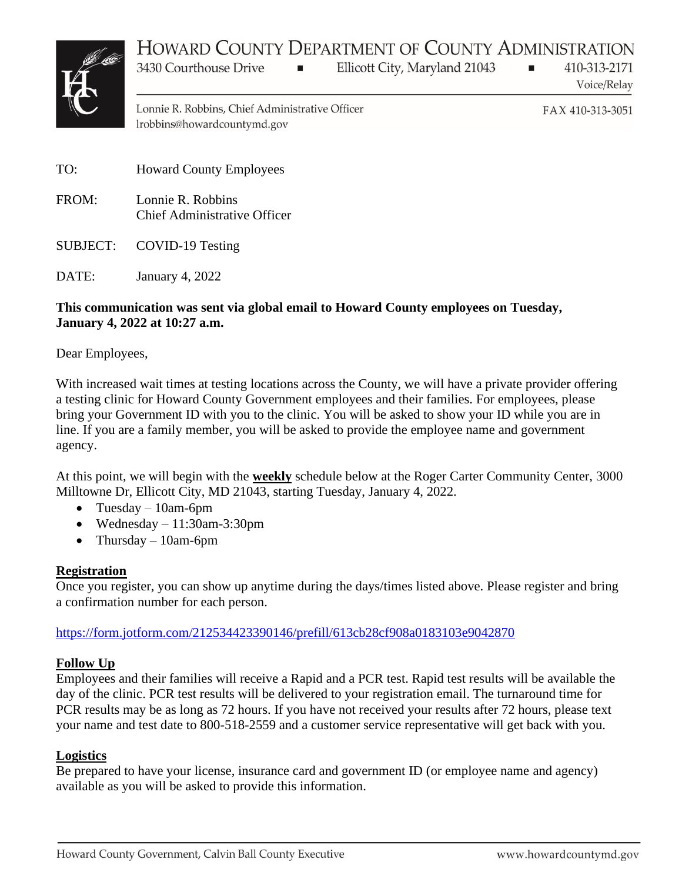# HOWARD COUNTY DEPARTMENT OF COUNTY ADMINISTRATION

3430 Courthouse Drive ▪ Ellicott City, Maryland 21043 ▪ 410-313-2171 Voice/Relay

Lonnie R. Robbins, Chief Administrative Officer
lrobbins@howardcountymd.gov

FAX 410-313-3051

TO: Howard County Employees

FROM: Lonnie R. Robbins
Chief Administrative Officer

SUBJECT: COVID-19 Testing

DATE: January 4, 2022

**This communication was sent via global email to Howard County employees on Tuesday, January 4, 2022 at 10:27 a.m.**

Dear Employees,

With increased wait times at testing locations across the County, we will have a private provider offering a testing clinic for Howard County Government employees and their families. For employees, please bring your Government ID with you to the clinic. You will be asked to show your ID while you are in line. If you are a family member, you will be asked to provide the employee name and government agency.

At this point, we will begin with the **weekly** schedule below at the Roger Carter Community Center, 3000 Milltowne Dr, Ellicott City, MD 21043, starting Tuesday, January 4, 2022.

- Tuesday – 10am-6pm
- Wednesday – 11:30am-3:30pm
- Thursday – 10am-6pm

**Registration**

Once you register, you can show up anytime during the days/times listed above. Please register and bring a confirmation number for each person.

https://form.jotform.com/212534423390146/prefill/613cb28cf908a0183103e9042870

**Follow Up**

Employees and their families will receive a Rapid and a PCR test. Rapid test results will be available the day of the clinic. PCR test results will be delivered to your registration email. The turnaround time for PCR results may be as long as 72 hours. If you have not received your results after 72 hours, please text your name and test date to 800-518-2559 and a customer service representative will get back with you.

**Logistics**

Be prepared to have your license, insurance card and government ID (or employee name and agency) available as you will be asked to provide this information.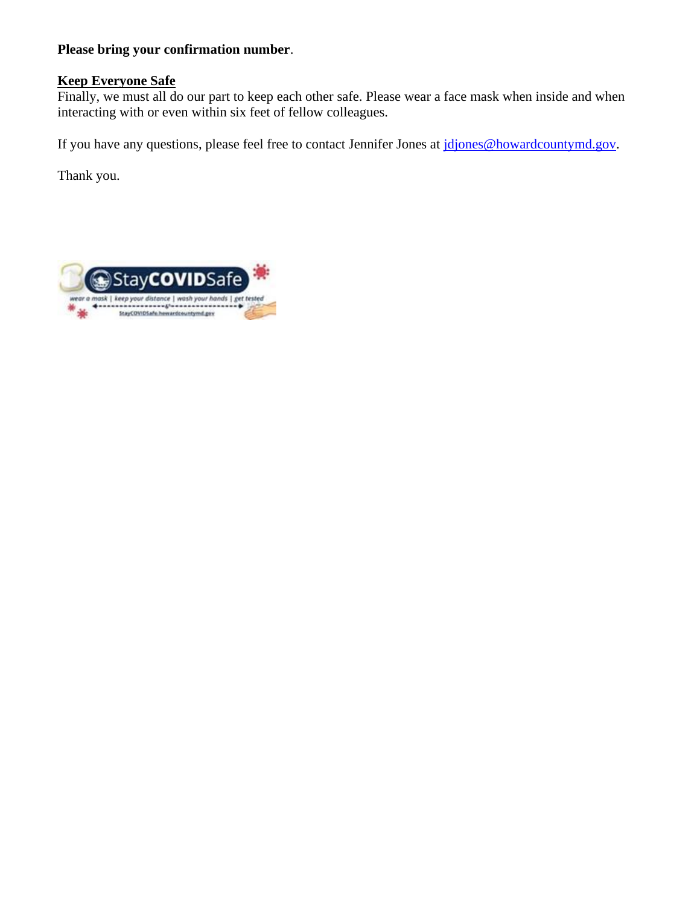**Please bring your confirmation number**.

**Keep Everyone Safe**

Finally, we must all do our part to keep each other safe. Please wear a face mask when inside and when interacting with or even within six feet of fellow colleagues.

If you have any questions, please feel free to contact Jennifer Jones at jdjones@howardcountymd.gov.

Thank you.